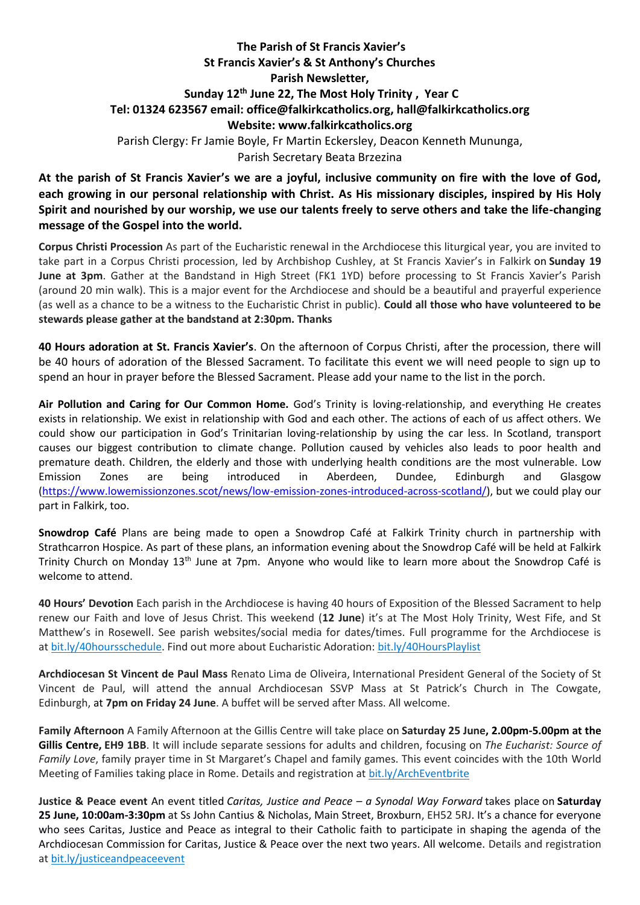**The Parish of St Francis Xavier's**
**St Francis Xavier's & St Anthony's Churches**
**Parish Newsletter,**
**Sunday 12th June 22, The Most Holy Trinity , Year C**
**Tel: 01324 623567 email: office@falkirkcatholics.org, hall@falkirkcatholics.org**
**Website: www.falkirkcatholics.org**

Parish Clergy: Fr Jamie Boyle, Fr Martin Eckersley, Deacon Kenneth Mununga,
Parish Secretary Beata Brzezina

**At the parish of St Francis Xavier's we are a joyful, inclusive community on fire with the love of God, each growing in our personal relationship with Christ. As His missionary disciples, inspired by His Holy Spirit and nourished by our worship, we use our talents freely to serve others and take the life-changing message of the Gospel into the world.**

**Corpus Christi Procession** As part of the Eucharistic renewal in the Archdiocese this liturgical year, you are invited to take part in a Corpus Christi procession, led by Archbishop Cushley, at St Francis Xavier's in Falkirk on **Sunday 19 June at 3pm**. Gather at the Bandstand in High Street (FK1 1YD) before processing to St Francis Xavier's Parish (around 20 min walk). This is a major event for the Archdiocese and should be a beautiful and prayerful experience (as well as a chance to be a witness to the Eucharistic Christ in public). **Could all those who have volunteered to be stewards please gather at the bandstand at 2:30pm. Thanks**

**40 Hours adoration at St. Francis Xavier's**. On the afternoon of Corpus Christi, after the procession, there will be 40 hours of adoration of the Blessed Sacrament. To facilitate this event we will need people to sign up to spend an hour in prayer before the Blessed Sacrament. Please add your name to the list in the porch.

**Air Pollution and Caring for Our Common Home.** God's Trinity is loving-relationship, and everything He creates exists in relationship. We exist in relationship with God and each other. The actions of each of us affect others. We could show our participation in God's Trinitarian loving-relationship by using the car less. In Scotland, transport causes our biggest contribution to climate change. Pollution caused by vehicles also leads to poor health and premature death. Children, the elderly and those with underlying health conditions are the most vulnerable. Low Emission Zones are being introduced in Aberdeen, Dundee, Edinburgh and Glasgow (https://www.lowemissionzones.scot/news/low-emission-zones-introduced-across-scotland/), but we could play our part in Falkirk, too.

**Snowdrop Café** Plans are being made to open a Snowdrop Café at Falkirk Trinity church in partnership with Strathcarron Hospice. As part of these plans, an information evening about the Snowdrop Café will be held at Falkirk Trinity Church on Monday 13th June at 7pm. Anyone who would like to learn more about the Snowdrop Café is welcome to attend.

**40 Hours' Devotion** Each parish in the Archdiocese is having 40 hours of Exposition of the Blessed Sacrament to help renew our Faith and love of Jesus Christ. This weekend (**12 June**) it's at The Most Holy Trinity, West Fife, and St Matthew's in Rosewell. See parish websites/social media for dates/times. Full programme for the Archdiocese is at bit.ly/40hoursschedule. Find out more about Eucharistic Adoration: bit.ly/40HoursPlaylist

**Archdiocesan St Vincent de Paul Mass** Renato Lima de Oliveira, International President General of the Society of St Vincent de Paul, will attend the annual Archdiocesan SSVP Mass at St Patrick's Church in The Cowgate, Edinburgh, at **7pm on Friday 24 June**. A buffet will be served after Mass. All welcome.

**Family Afternoon** A Family Afternoon at the Gillis Centre will take place on **Saturday 25 June, 2.00pm-5.00pm at the Gillis Centre, EH9 1BB**. It will include separate sessions for adults and children, focusing on *The Eucharist: Source of Family Love*, family prayer time in St Margaret's Chapel and family games. This event coincides with the 10th World Meeting of Families taking place in Rome. Details and registration at bit.ly/ArchEventbrite

**Justice & Peace event** An event titled *Caritas, Justice and Peace – a Synodal Way Forward* takes place on **Saturday 25 June, 10:00am-3:30pm** at Ss John Cantius & Nicholas, Main Street, Broxburn, EH52 5RJ. It's a chance for everyone who sees Caritas, Justice and Peace as integral to their Catholic faith to participate in shaping the agenda of the Archdiocesan Commission for Caritas, Justice & Peace over the next two years. All welcome. Details and registration at bit.ly/justiceandpeaceevent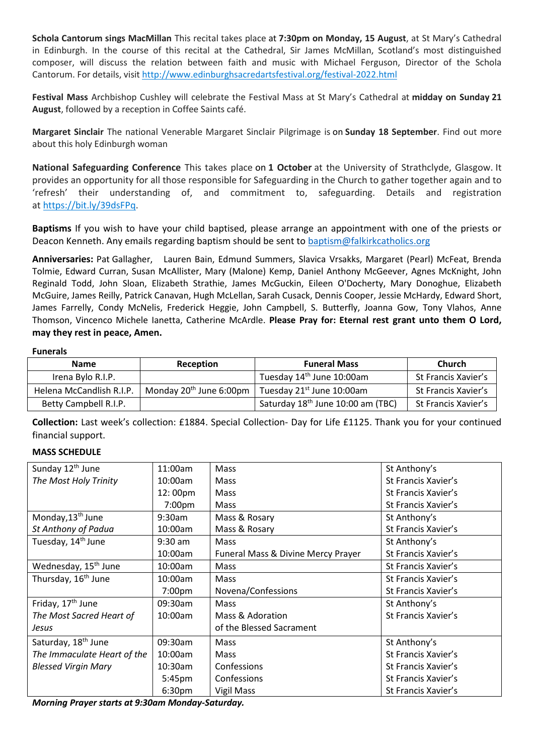**Schola Cantorum sings MacMillan** This recital takes place at **7:30pm on Monday, 15 August**, at St Mary's Cathedral in Edinburgh. In the course of this recital at the Cathedral, Sir James McMillan, Scotland's most distinguished composer, will discuss the relation between faith and music with Michael Ferguson, Director of the Schola Cantorum. For details, visit http://www.edinburghsacredartsfestival.org/festival-2022.html

**Festival Mass** Archbishop Cushley will celebrate the Festival Mass at St Mary's Cathedral at **midday on Sunday 21 August**, followed by a reception in Coffee Saints café.

**Margaret Sinclair** The national Venerable Margaret Sinclair Pilgrimage is on **Sunday 18 September**. Find out more about this holy Edinburgh woman

**National Safeguarding Conference** This takes place on **1 October** at the University of Strathclyde, Glasgow. It provides an opportunity for all those responsible for Safeguarding in the Church to gather together again and to 'refresh' their understanding of, and commitment to, safeguarding. Details and registration at https://bit.ly/39dsFPq.

**Baptisms** If you wish to have your child baptised, please arrange an appointment with one of the priests or Deacon Kenneth. Any emails regarding baptism should be sent to baptism@falkirkcatholics.org

**Anniversaries:** Pat Gallagher, Lauren Bain, Edmund Summers, Slavica Vrsakks, Margaret (Pearl) McFeat, Brenda Tolmie, Edward Curran, Susan McAllister, Mary (Malone) Kemp, Daniel Anthony McGeever, Agnes McKnight, John Reginald Todd, John Sloan, Elizabeth Strathie, James McGuckin, Eileen O'Docherty, Mary Donoghue, Elizabeth McGuire, James Reilly, Patrick Canavan, Hugh McLellan, Sarah Cusack, Dennis Cooper, Jessie McHardy, Edward Short, James Farrelly, Condy McNelis, Frederick Heggie, John Campbell, S. Butterfly, Joanna Gow, Tony Vlahos, Anne Thomson, Vincenco Michele Ianetta, Catherine McArdle. **Please Pray for: Eternal rest grant unto them O Lord, may they rest in peace, Amen.**

**Funerals**

| Name | Reception | Funeral Mass | Church |
|---|---|---|---|
| Irena Bylo R.I.P. | | Tuesday 14th June 10:00am | St Francis Xavier's |
| Helena McCandlish R.I.P. | Monday 20th June 6:00pm | Tuesday 21st June 10:00am | St Francis Xavier's |
| Betty Campbell R.I.P. | | Saturday 18th June 10:00 am (TBC) | St Francis Xavier's |

**Collection:** Last week's collection: £1884. Special Collection- Day for Life £1125. Thank you for your continued financial support.

**MASS SCHEDULE**

| | | | |
|---|---|---|---|
| Sunday 12th June *The Most Holy Trinity* | 11:00am | Mass | St Anthony's |
| | 10:00am | Mass | St Francis Xavier's |
| | 12: 00pm | Mass | St Francis Xavier's |
| | 7:00pm | Mass | St Francis Xavier's |
| Monday,13th June *St Anthony of Padua* | 9:30am | Mass & Rosary | St Anthony's |
| | 10:00am | Mass & Rosary | St Francis Xavier's |
| Tuesday, 14th June | 9:30 am | Mass | St Anthony's |
| | 10:00am | Funeral Mass & Divine Mercy Prayer | St Francis Xavier's |
| Wednesday, 15th June | 10:00am | Mass | St Francis Xavier's |
| Thursday, 16th June | 10:00am | Mass | St Francis Xavier's |
| | 7:00pm | Novena/Confessions | St Francis Xavier's |
| Friday, 17th June *The Most Sacred Heart of Jesus* | 09:30am | Mass | St Anthony's |
| | 10:00am | Mass & Adoration of the Blessed Sacrament | St Francis Xavier's |
| Saturday, 18th June *The Immaculate Heart of the Blessed Virgin Mary* | 09:30am | Mass | St Anthony's |
| | 10:00am | Mass | St Francis Xavier's |
| | 10:30am | Confessions | St Francis Xavier's |
| | 5:45pm | Confessions | St Francis Xavier's |
| | 6:30pm | Vigil Mass | St Francis Xavier's |

***Morning Prayer starts at 9:30am Monday-Saturday.***